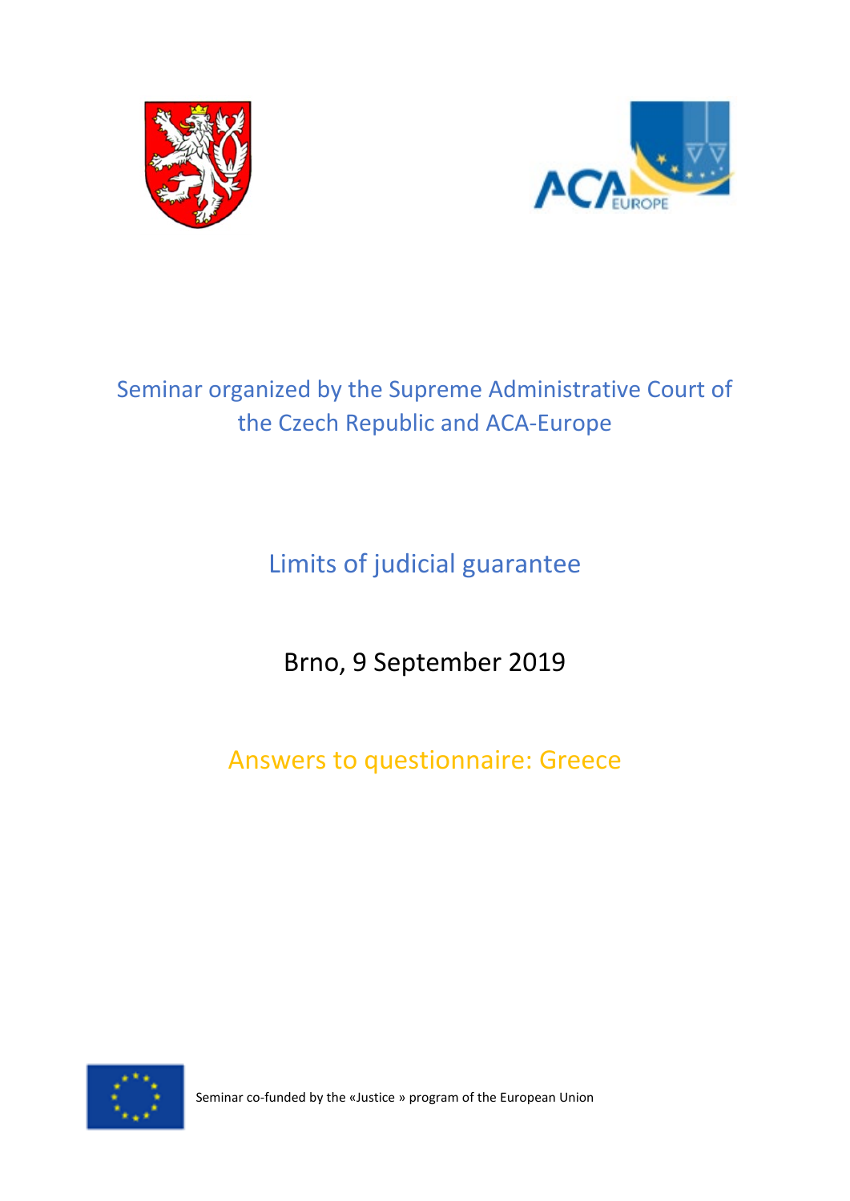Seminar organized by the Supreme Administrative Court of the Czech Republic and ACA-Europe

# Limits of judicial guarantee

Brno, 9 September 2019

## Answers to questionnaire: Greece

Seminar co-funded by the «Justice » program of the European Union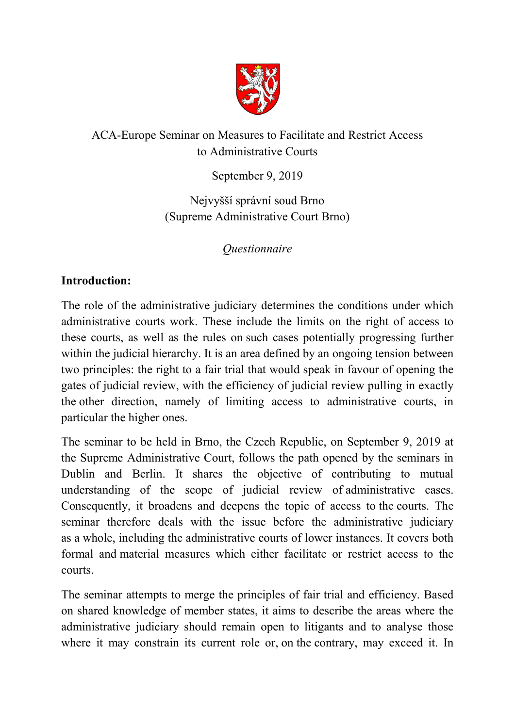ACA-Europe Seminar on Measures to Facilitate and Restrict Access to Administrative Courts

September 9, 2019

Nejvyšší správní soud Brno
(Supreme Administrative Court Brno)

*Questionnaire*

**Introduction:**

The role of the administrative judiciary determines the conditions under which administrative courts work. These include the limits on the right of access to these courts, as well as the rules on such cases potentially progressing further within the judicial hierarchy. It is an area defined by an ongoing tension between two principles: the right to a fair trial that would speak in favour of opening the gates of judicial review, with the efficiency of judicial review pulling in exactly the other direction, namely of limiting access to administrative courts, in particular the higher ones.

The seminar to be held in Brno, the Czech Republic, on September 9, 2019 at the Supreme Administrative Court, follows the path opened by the seminars in Dublin and Berlin. It shares the objective of contributing to mutual understanding of the scope of judicial review of administrative cases. Consequently, it broadens and deepens the topic of access to the courts. The seminar therefore deals with the issue before the administrative judiciary as a whole, including the administrative courts of lower instances. It covers both formal and material measures which either facilitate or restrict access to the courts.

The seminar attempts to merge the principles of fair trial and efficiency. Based on shared knowledge of member states, it aims to describe the areas where the administrative judiciary should remain open to litigants and to analyse those where it may constrain its current role or, on the contrary, may exceed it. In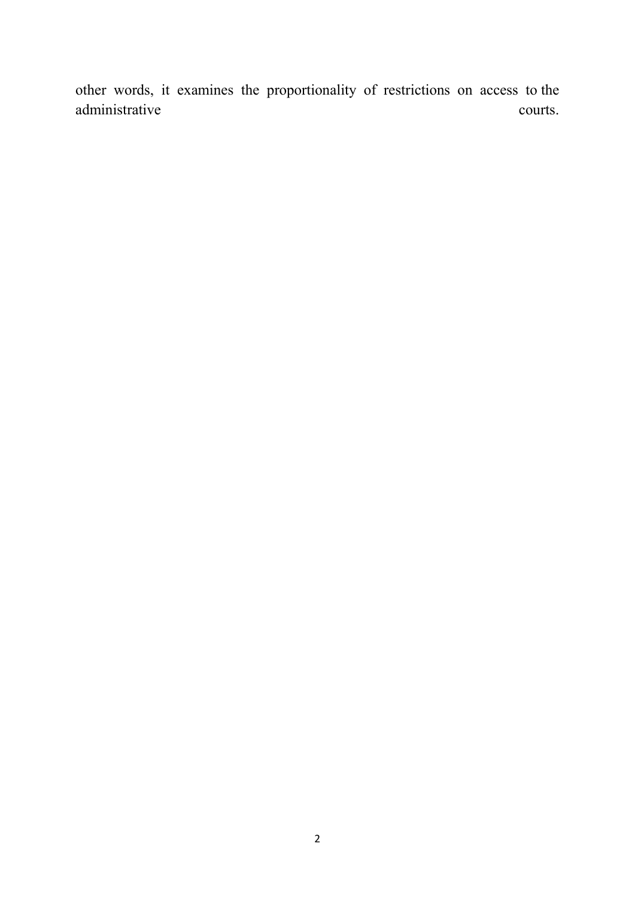other words, it examines the proportionality of restrictions on access to the administrative courts.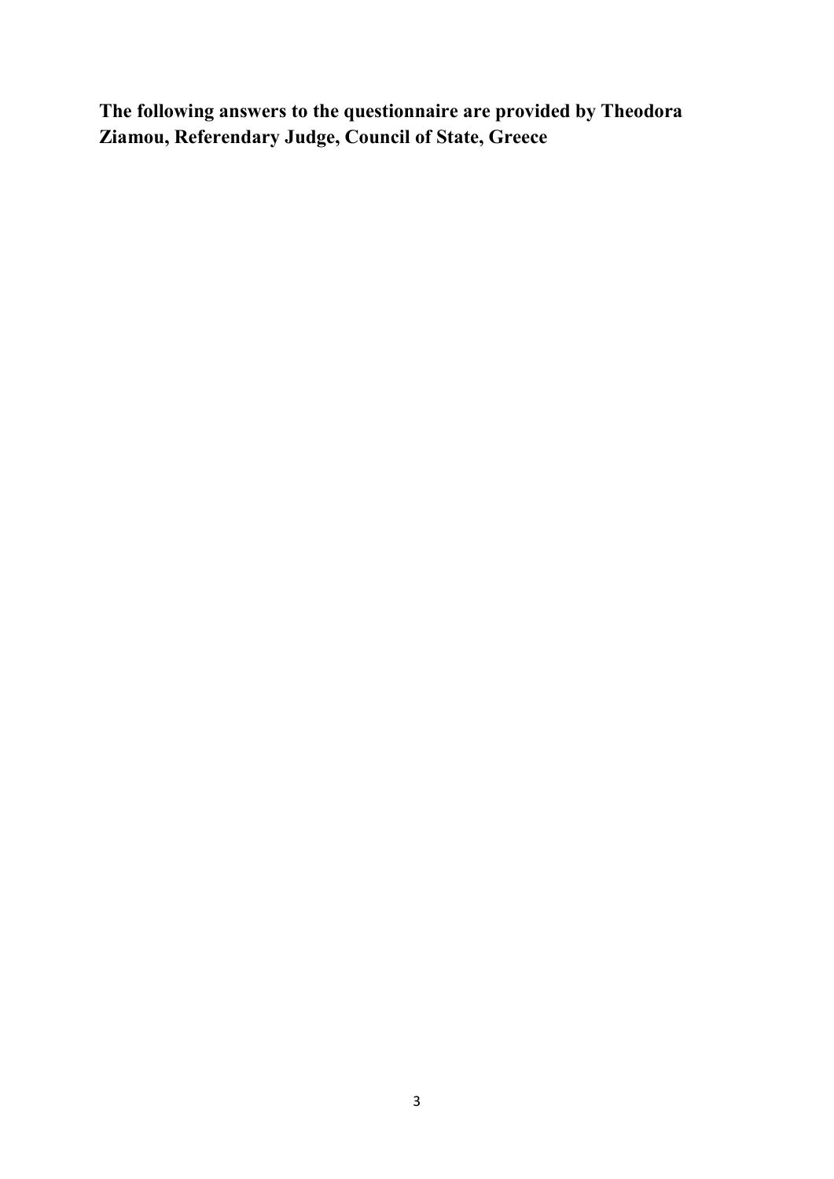**The following answers to the questionnaire are provided by Theodora Ziamou, Referendary Judge, Council of State, Greece**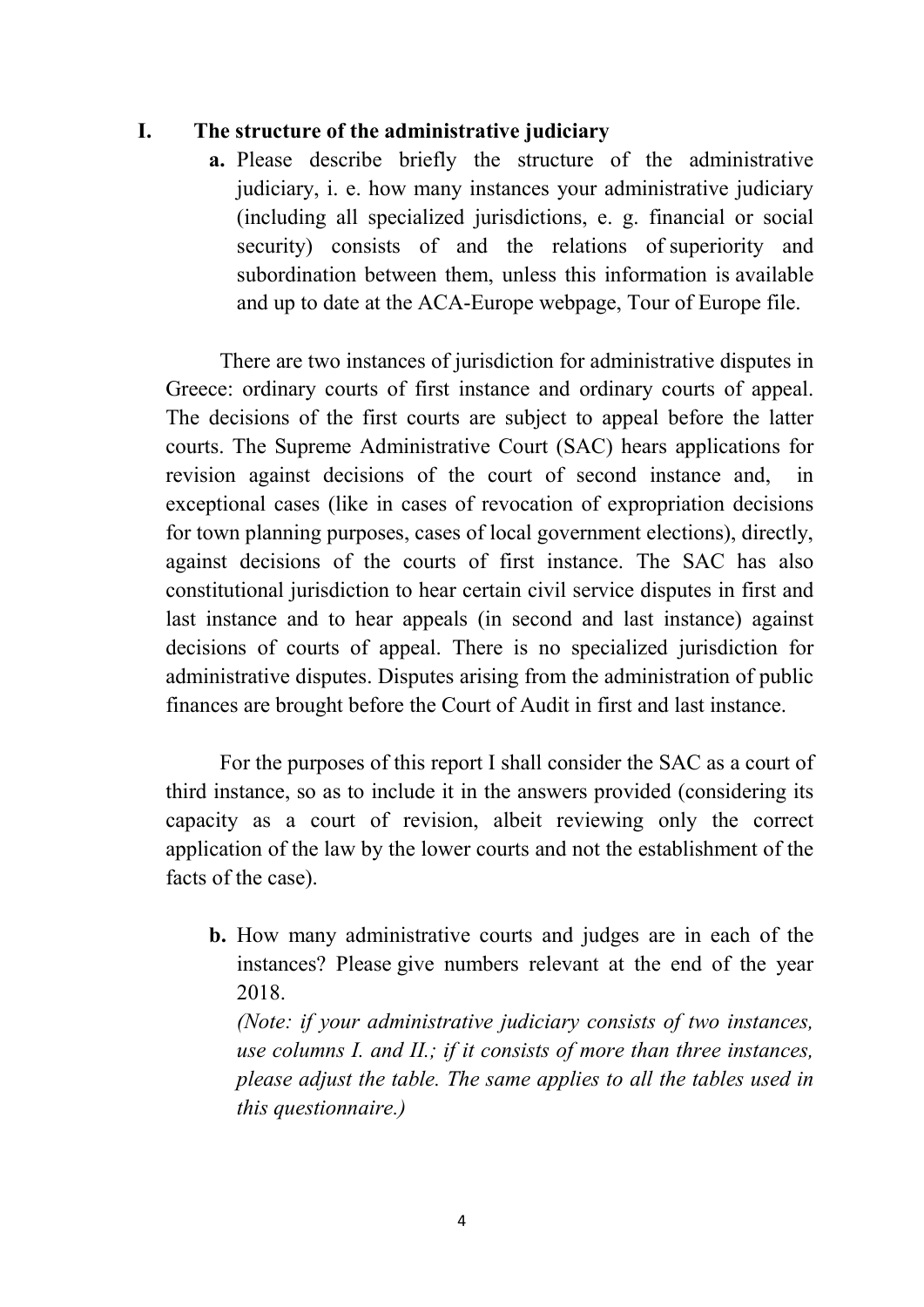## I. The structure of the administrative judiciary

**a.** Please describe briefly the structure of the administrative judiciary, i. e. how many instances your administrative judiciary (including all specialized jurisdictions, e. g. financial or social security) consists of and the relations of superiority and subordination between them, unless this information is available and up to date at the ACA-Europe webpage, Tour of Europe file.

There are two instances of jurisdiction for administrative disputes in Greece: ordinary courts of first instance and ordinary courts of appeal. The decisions of the first courts are subject to appeal before the latter courts. The Supreme Administrative Court (SAC) hears applications for revision against decisions of the court of second instance and, in exceptional cases (like in cases of revocation of expropriation decisions for town planning purposes, cases of local government elections), directly, against decisions of the courts of first instance. The SAC has also constitutional jurisdiction to hear certain civil service disputes in first and last instance and to hear appeals (in second and last instance) against decisions of courts of appeal. There is no specialized jurisdiction for administrative disputes. Disputes arising from the administration of public finances are brought before the Court of Audit in first and last instance.

For the purposes of this report I shall consider the SAC as a court of third instance, so as to include it in the answers provided (considering its capacity as a court of revision, albeit reviewing only the correct application of the law by the lower courts and not the establishment of the facts of the case).

**b.** How many administrative courts and judges are in each of the instances? Please give numbers relevant at the end of the year 2018.

*(Note: if your administrative judiciary consists of two instances, use columns I. and II.; if it consists of more than three instances, please adjust the table. The same applies to all the tables used in this questionnaire.)*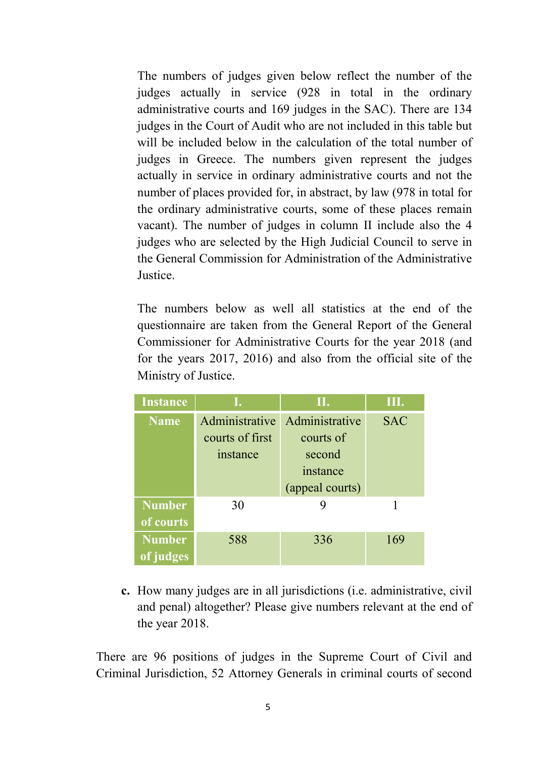The numbers of judges given below reflect the number of the judges actually in service (928 in total in the ordinary administrative courts and 169 judges in the SAC). There are 134 judges in the Court of Audit who are not included in this table but will be included below in the calculation of the total number of judges in Greece. The numbers given represent the judges actually in service in ordinary administrative courts and not the number of places provided for, in abstract, by law (978 in total for the ordinary administrative courts, some of these places remain vacant). The number of judges in column II include also the 4 judges who are selected by the High Judicial Council to serve in the General Commission for Administration of the Administrative Justice.

The numbers below as well all statistics at the end of the questionnaire are taken from the General Report of the General Commissioner for Administrative Courts for the year 2018 (and for the years 2017, 2016) and also from the official site of the Ministry of Justice.

| Instance | I. | II. | III. |
|---|---|---|---|
| **Name** | Administrative courts of first instance | Administrative courts of second instance (appeal courts) | SAC |
| **Number of courts** | 30 | 9 | 1 |
| **Number of judges** | 588 | 336 | 169 |

**c.** How many judges are in all jurisdictions (i.e. administrative, civil and penal) altogether? Please give numbers relevant at the end of the year 2018.

There are 96 positions of judges in the Supreme Court of Civil and Criminal Jurisdiction, 52 Attorney Generals in criminal courts of second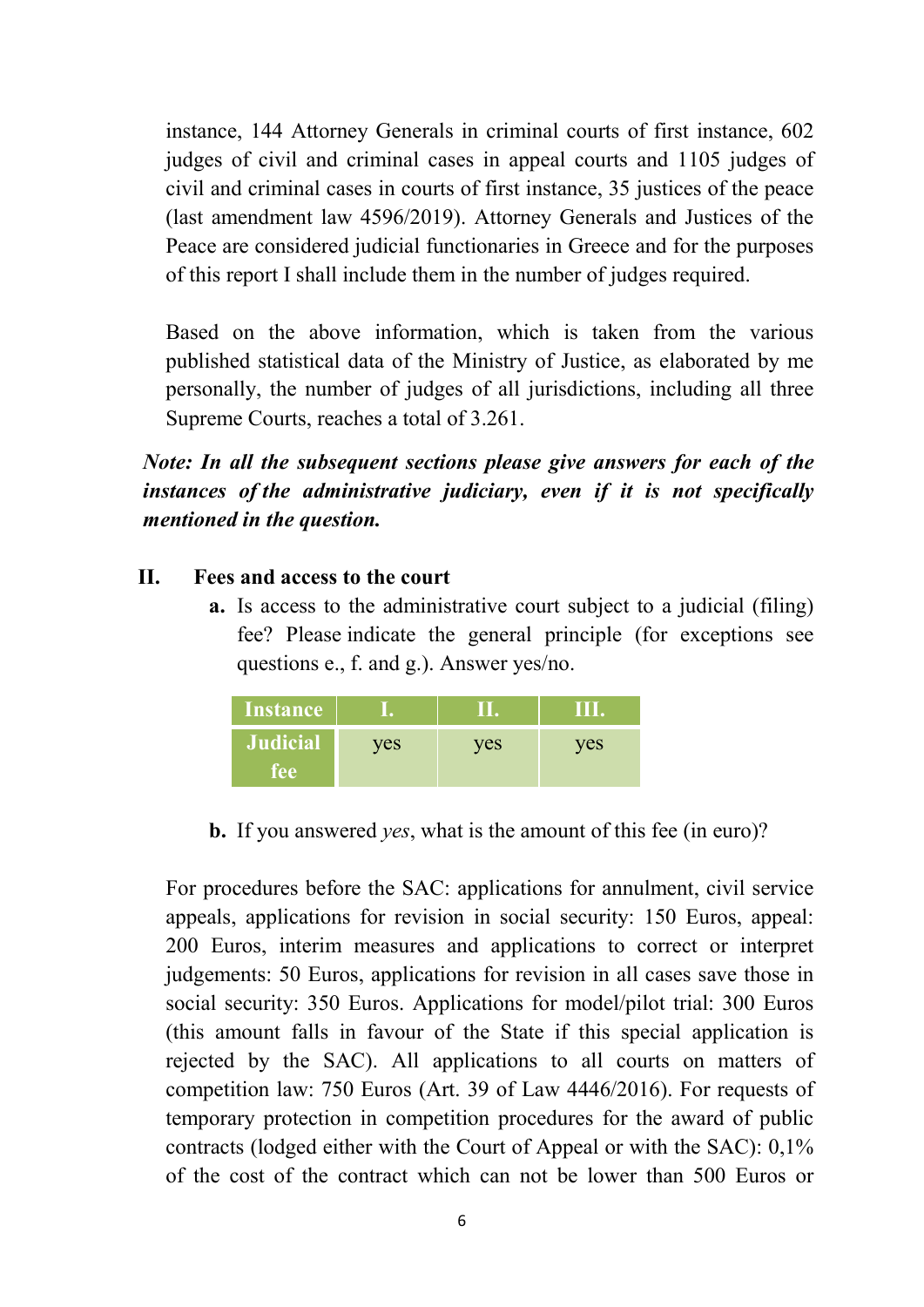instance, 144 Attorney Generals in criminal courts of first instance, 602 judges of civil and criminal cases in appeal courts and 1105 judges of civil and criminal cases in courts of first instance, 35 justices of the peace (last amendment law 4596/2019). Attorney Generals and Justices of the Peace are considered judicial functionaries in Greece and for the purposes of this report I shall include them in the number of judges required.

Based on the above information, which is taken from the various published statistical data of the Ministry of Justice, as elaborated by me personally, the number of judges of all jurisdictions, including all three Supreme Courts, reaches a total of 3.261.

***Note: In all the subsequent sections please give answers for each of the instances of the administrative judiciary, even if it is not specifically mentioned in the question.***

## II. Fees and access to the court

**a.** Is access to the administrative court subject to a judicial (filing) fee? Please indicate the general principle (for exceptions see questions e., f. and g.). Answer yes/no.

| Instance | I. | II. | III. |
|---|---|---|---|
| Judicial fee | yes | yes | yes |

**b.** If you answered *yes*, what is the amount of this fee (in euro)?

For procedures before the SAC: applications for annulment, civil service appeals, applications for revision in social security: 150 Euros, appeal: 200 Euros, interim measures and applications to correct or interpret judgements: 50 Euros, applications for revision in all cases save those in social security: 350 Euros. Applications for model/pilot trial: 300 Euros (this amount falls in favour of the State if this special application is rejected by the SAC). All applications to all courts on matters of competition law: 750 Euros (Art. 39 of Law 4446/2016). For requests of temporary protection in competition procedures for the award of public contracts (lodged either with the Court of Appeal or with the SAC): 0,1% of the cost of the contract which can not be lower than 500 Euros or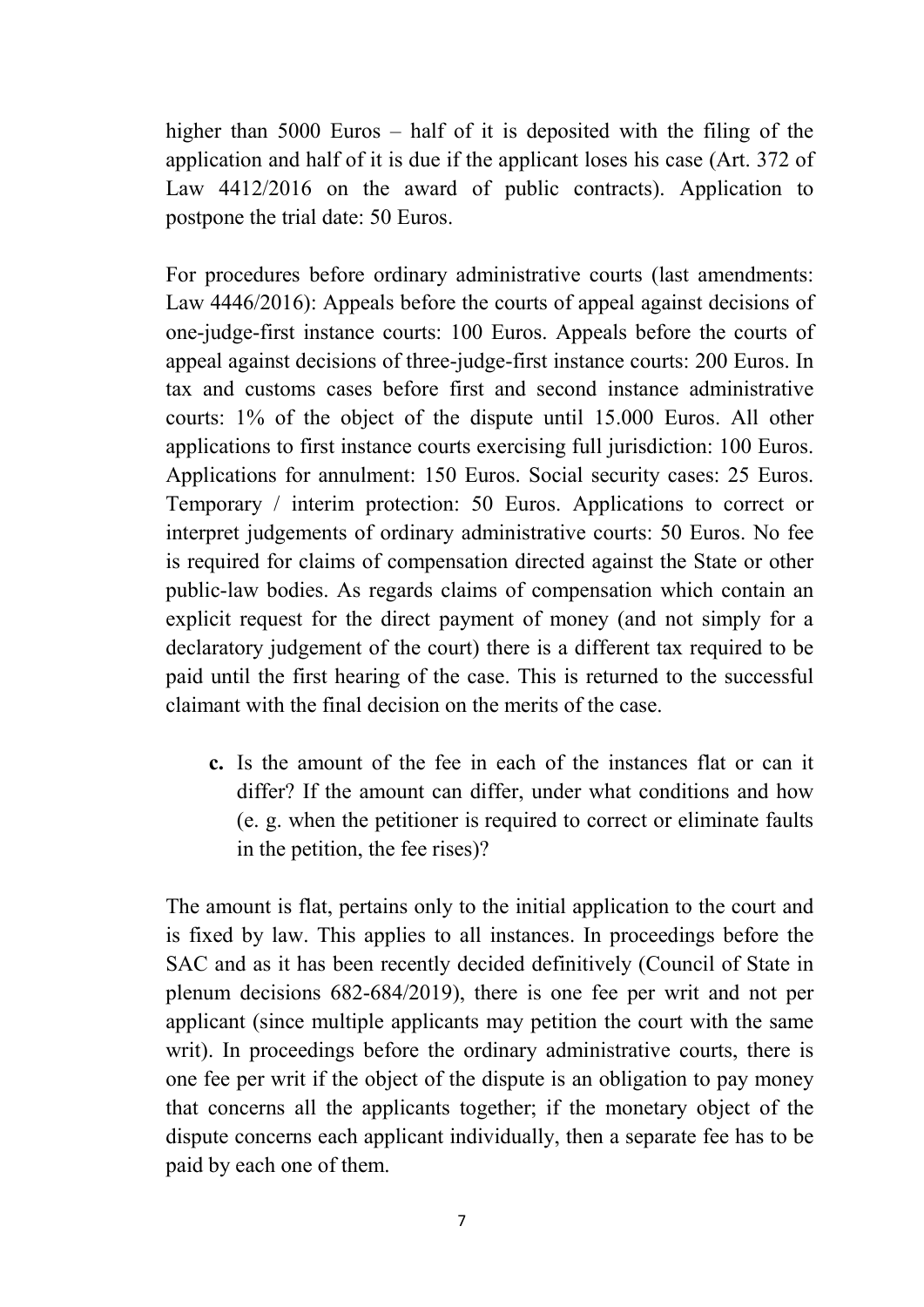higher than 5000 Euros – half of it is deposited with the filing of the application and half of it is due if the applicant loses his case (Art. 372 of Law 4412/2016 on the award of public contracts). Application to postpone the trial date: 50 Euros.

For procedures before ordinary administrative courts (last amendments: Law 4446/2016): Appeals before the courts of appeal against decisions of one-judge-first instance courts: 100 Euros. Appeals before the courts of appeal against decisions of three-judge-first instance courts: 200 Euros. In tax and customs cases before first and second instance administrative courts: 1% of the object of the dispute until 15.000 Euros. All other applications to first instance courts exercising full jurisdiction: 100 Euros. Applications for annulment: 150 Euros. Social security cases: 25 Euros. Temporary / interim protection: 50 Euros. Applications to correct or interpret judgements of ordinary administrative courts: 50 Euros. No fee is required for claims of compensation directed against the State or other public-law bodies. As regards claims of compensation which contain an explicit request for the direct payment of money (and not simply for a declaratory judgement of the court) there is a different tax required to be paid until the first hearing of the case. This is returned to the successful claimant with the final decision on the merits of the case.

**c.** Is the amount of the fee in each of the instances flat or can it differ? If the amount can differ, under what conditions and how (e. g. when the petitioner is required to correct or eliminate faults in the petition, the fee rises)?

The amount is flat, pertains only to the initial application to the court and is fixed by law. This applies to all instances. In proceedings before the SAC and as it has been recently decided definitively (Council of State in plenum decisions 682-684/2019), there is one fee per writ and not per applicant (since multiple applicants may petition the court with the same writ). In proceedings before the ordinary administrative courts, there is one fee per writ if the object of the dispute is an obligation to pay money that concerns all the applicants together; if the monetary object of the dispute concerns each applicant individually, then a separate fee has to be paid by each one of them.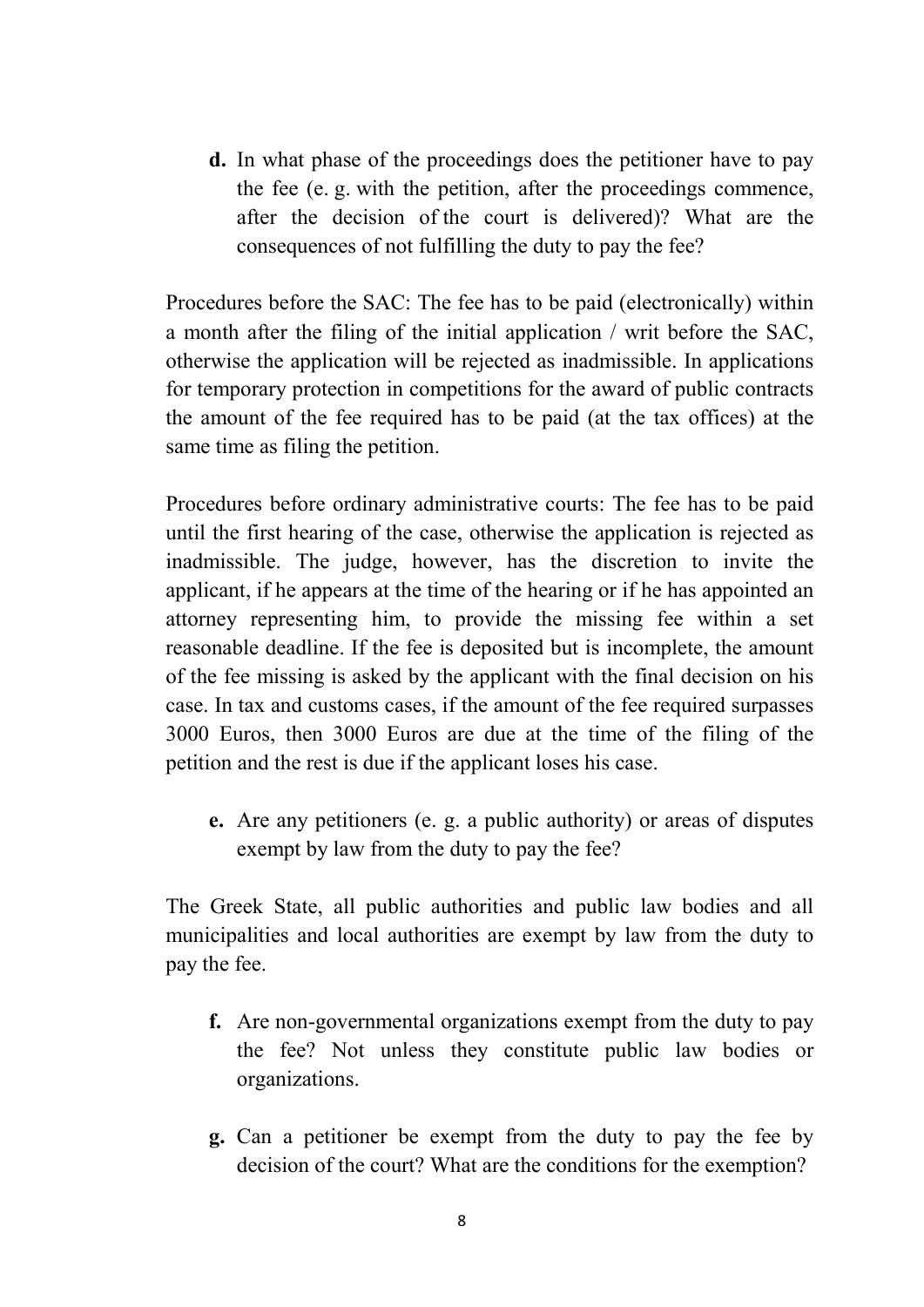**d.** In what phase of the proceedings does the petitioner have to pay the fee (e. g. with the petition, after the proceedings commence, after the decision of the court is delivered)? What are the consequences of not fulfilling the duty to pay the fee?

Procedures before the SAC: The fee has to be paid (electronically) within a month after the filing of the initial application / writ before the SAC, otherwise the application will be rejected as inadmissible. In applications for temporary protection in competitions for the award of public contracts the amount of the fee required has to be paid (at the tax offices) at the same time as filing the petition.

Procedures before ordinary administrative courts: The fee has to be paid until the first hearing of the case, otherwise the application is rejected as inadmissible. The judge, however, has the discretion to invite the applicant, if he appears at the time of the hearing or if he has appointed an attorney representing him, to provide the missing fee within a set reasonable deadline. If the fee is deposited but is incomplete, the amount of the fee missing is asked by the applicant with the final decision on his case. In tax and customs cases, if the amount of the fee required surpasses 3000 Euros, then 3000 Euros are due at the time of the filing of the petition and the rest is due if the applicant loses his case.

**e.** Are any petitioners (e. g. a public authority) or areas of disputes exempt by law from the duty to pay the fee?

The Greek State, all public authorities and public law bodies and all municipalities and local authorities are exempt by law from the duty to pay the fee.

**f.** Are non-governmental organizations exempt from the duty to pay the fee? Not unless they constitute public law bodies or organizations.

**g.** Can a petitioner be exempt from the duty to pay the fee by decision of the court? What are the conditions for the exemption?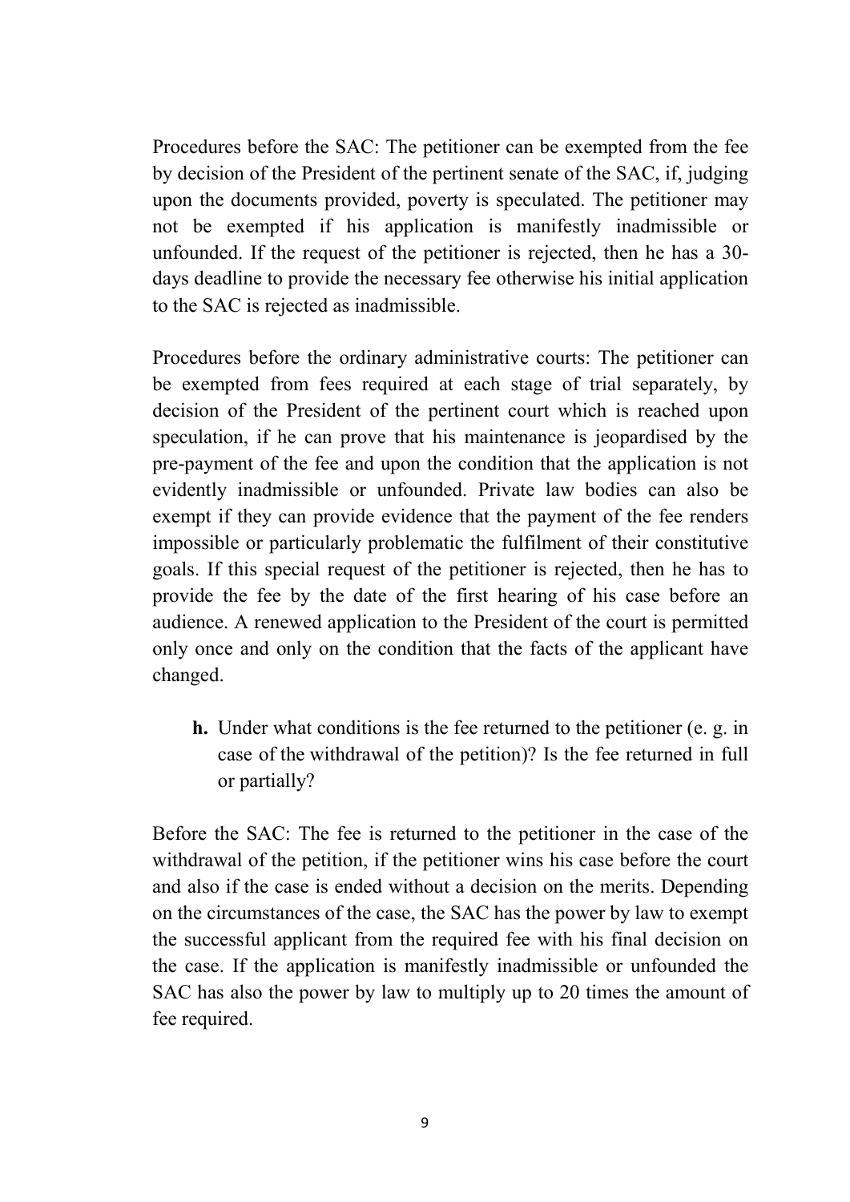Procedures before the SAC: The petitioner can be exempted from the fee by decision of the President of the pertinent senate of the SAC, if, judging upon the documents provided, poverty is speculated. The petitioner may not be exempted if his application is manifestly inadmissible or unfounded. If the request of the petitioner is rejected, then he has a 30-days deadline to provide the necessary fee otherwise his initial application to the SAC is rejected as inadmissible.

Procedures before the ordinary administrative courts: The petitioner can be exempted from fees required at each stage of trial separately, by decision of the President of the pertinent court which is reached upon speculation, if he can prove that his maintenance is jeopardised by the pre-payment of the fee and upon the condition that the application is not evidently inadmissible or unfounded. Private law bodies can also be exempt if they can provide evidence that the payment of the fee renders impossible or particularly problematic the fulfilment of their constitutive goals. If this special request of the petitioner is rejected, then he has to provide the fee by the date of the first hearing of his case before an audience. A renewed application to the President of the court is permitted only once and only on the condition that the facts of the applicant have changed.

**h.** Under what conditions is the fee returned to the petitioner (e. g. in case of the withdrawal of the petition)? Is the fee returned in full or partially?

Before the SAC: The fee is returned to the petitioner in the case of the withdrawal of the petition, if the petitioner wins his case before the court and also if the case is ended without a decision on the merits. Depending on the circumstances of the case, the SAC has the power by law to exempt the successful applicant from the required fee with his final decision on the case. If the application is manifestly inadmissible or unfounded the SAC has also the power by law to multiply up to 20 times the amount of fee required.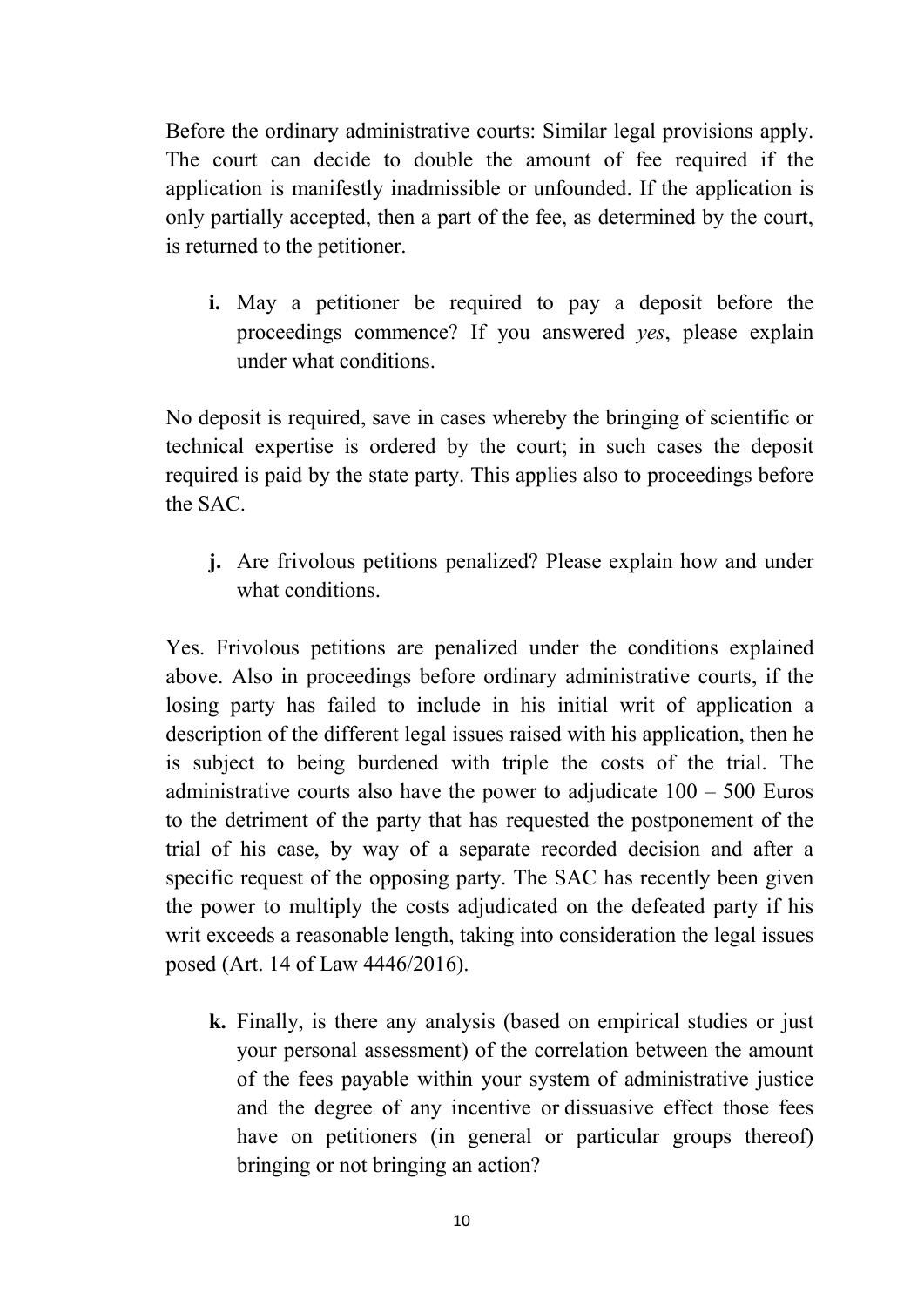Before the ordinary administrative courts: Similar legal provisions apply. The court can decide to double the amount of fee required if the application is manifestly inadmissible or unfounded. If the application is only partially accepted, then a part of the fee, as determined by the court, is returned to the petitioner.

**i.** May a petitioner be required to pay a deposit before the proceedings commence? If you answered *yes*, please explain under what conditions.

No deposit is required, save in cases whereby the bringing of scientific or technical expertise is ordered by the court; in such cases the deposit required is paid by the state party. This applies also to proceedings before the SAC.

**j.** Are frivolous petitions penalized? Please explain how and under what conditions.

Yes. Frivolous petitions are penalized under the conditions explained above. Also in proceedings before ordinary administrative courts, if the losing party has failed to include in his initial writ of application a description of the different legal issues raised with his application, then he is subject to being burdened with triple the costs of the trial. The administrative courts also have the power to adjudicate 100 – 500 Euros to the detriment of the party that has requested the postponement of the trial of his case, by way of a separate recorded decision and after a specific request of the opposing party. The SAC has recently been given the power to multiply the costs adjudicated on the defeated party if his writ exceeds a reasonable length, taking into consideration the legal issues posed (Art. 14 of Law 4446/2016).

**k.** Finally, is there any analysis (based on empirical studies or just your personal assessment) of the correlation between the amount of the fees payable within your system of administrative justice and the degree of any incentive or dissuasive effect those fees have on petitioners (in general or particular groups thereof) bringing or not bringing an action?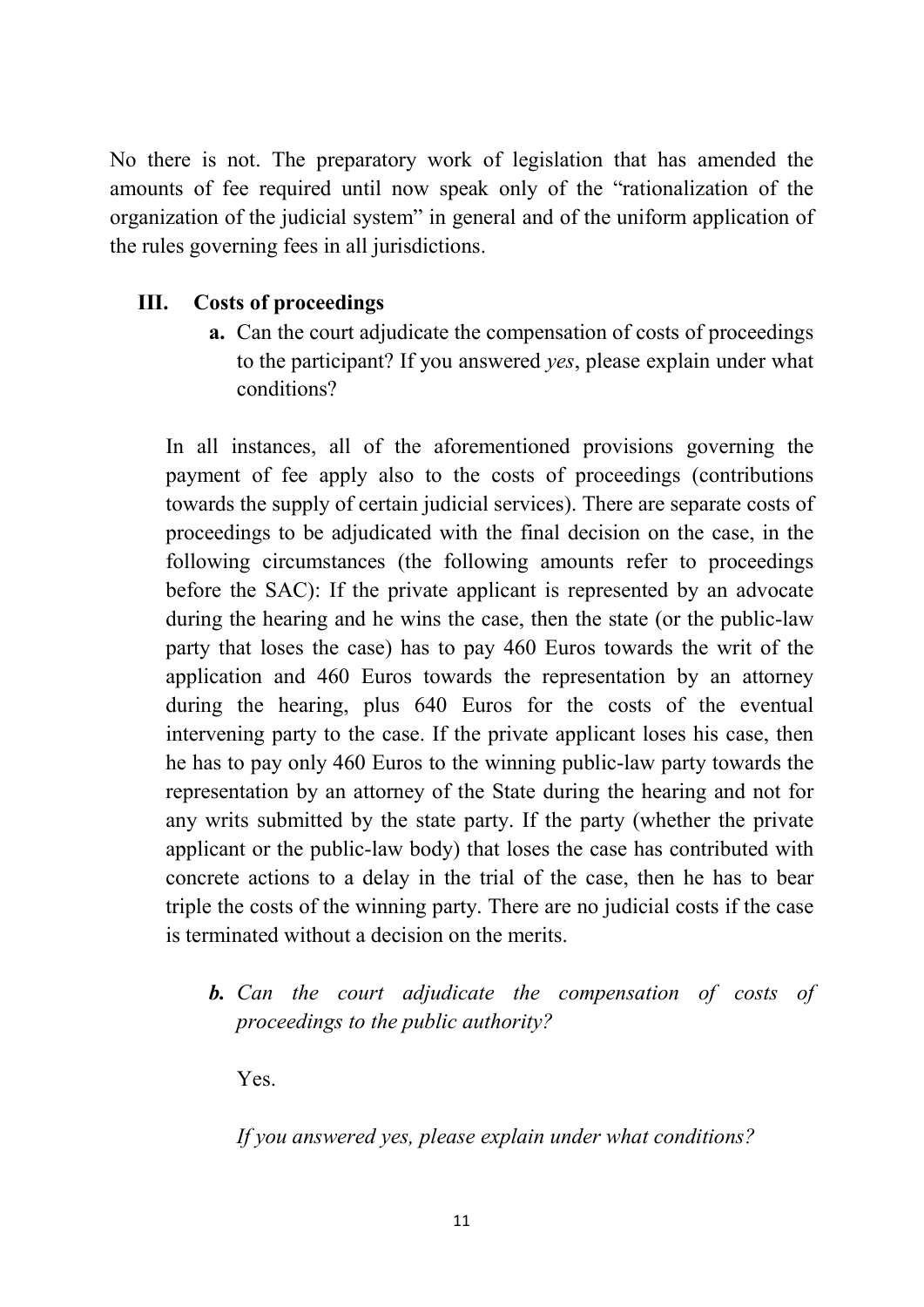No there is not. The preparatory work of legislation that has amended the amounts of fee required until now speak only of the "rationalization of the organization of the judicial system" in general and of the uniform application of the rules governing fees in all jurisdictions.

## III. Costs of proceedings

**a.** Can the court adjudicate the compensation of costs of proceedings to the participant? If you answered *yes*, please explain under what conditions?

In all instances, all of the aforementioned provisions governing the payment of fee apply also to the costs of proceedings (contributions towards the supply of certain judicial services). There are separate costs of proceedings to be adjudicated with the final decision on the case, in the following circumstances (the following amounts refer to proceedings before the SAC): If the private applicant is represented by an advocate during the hearing and he wins the case, then the state (or the public-law party that loses the case) has to pay 460 Euros towards the writ of the application and 460 Euros towards the representation by an attorney during the hearing, plus 640 Euros for the costs of the eventual intervening party to the case. If the private applicant loses his case, then he has to pay only 460 Euros to the winning public-law party towards the representation by an attorney of the State during the hearing and not for any writs submitted by the state party. If the party (whether the private applicant or the public-law body) that loses the case has contributed with concrete actions to a delay in the trial of the case, then he has to bear triple the costs of the winning party. There are no judicial costs if the case is terminated without a decision on the merits.

***b.*** *Can the court adjudicate the compensation of costs of proceedings to the public authority?*

Yes.

*If you answered yes, please explain under what conditions?*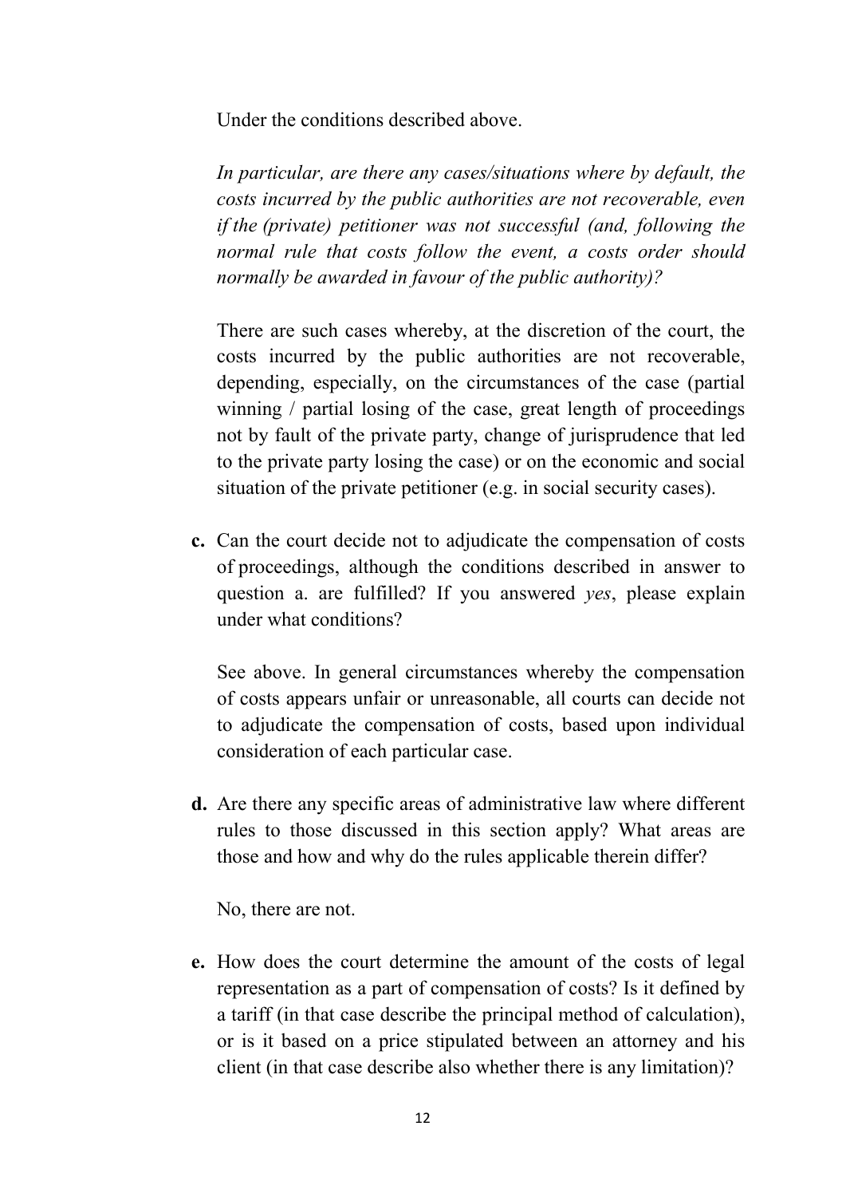Under the conditions described above.

*In particular, are there any cases/situations where by default, the costs incurred by the public authorities are not recoverable, even if the (private) petitioner was not successful (and, following the normal rule that costs follow the event, a costs order should normally be awarded in favour of the public authority)?*

There are such cases whereby, at the discretion of the court, the costs incurred by the public authorities are not recoverable, depending, especially, on the circumstances of the case (partial winning / partial losing of the case, great length of proceedings not by fault of the private party, change of jurisprudence that led to the private party losing the case) or on the economic and social situation of the private petitioner (e.g. in social security cases).

**c.** Can the court decide not to adjudicate the compensation of costs of proceedings, although the conditions described in answer to question a. are fulfilled? If you answered *yes*, please explain under what conditions?

See above. In general circumstances whereby the compensation of costs appears unfair or unreasonable, all courts can decide not to adjudicate the compensation of costs, based upon individual consideration of each particular case.

**d.** Are there any specific areas of administrative law where different rules to those discussed in this section apply? What areas are those and how and why do the rules applicable therein differ?

No, there are not.

**e.** How does the court determine the amount of the costs of legal representation as a part of compensation of costs? Is it defined by a tariff (in that case describe the principal method of calculation), or is it based on a price stipulated between an attorney and his client (in that case describe also whether there is any limitation)?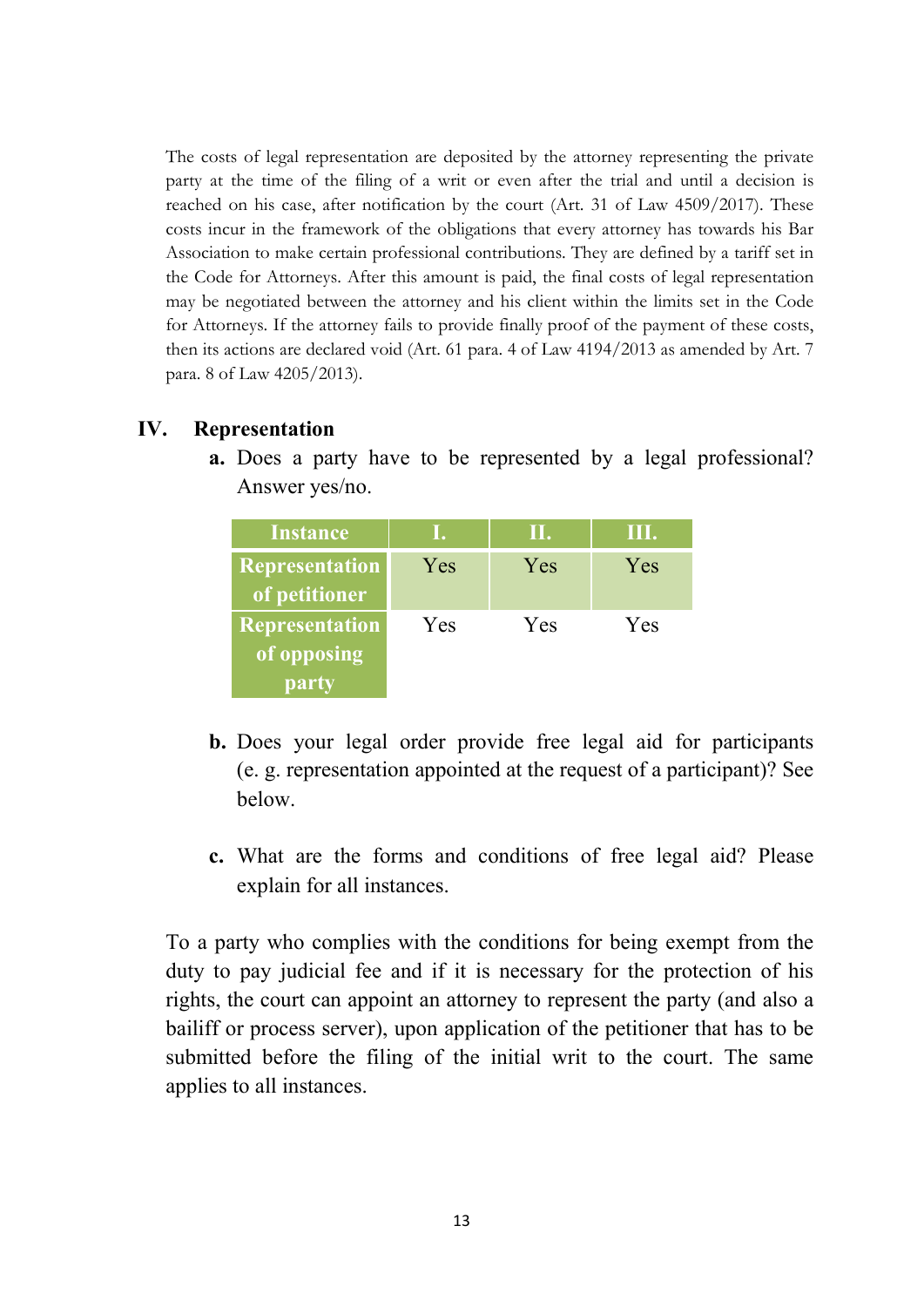The costs of legal representation are deposited by the attorney representing the private party at the time of the filing of a writ or even after the trial and until a decision is reached on his case, after notification by the court (Art. 31 of Law 4509/2017). These costs incur in the framework of the obligations that every attorney has towards his Bar Association to make certain professional contributions. They are defined by a tariff set in the Code for Attorneys. After this amount is paid, the final costs of legal representation may be negotiated between the attorney and his client within the limits set in the Code for Attorneys. If the attorney fails to provide finally proof of the payment of these costs, then its actions are declared void (Art. 61 para. 4 of Law 4194/2013 as amended by Art. 7 para. 8 of Law 4205/2013).

## IV. Representation

**a.** Does a party have to be represented by a legal professional? Answer yes/no.

| Instance | I. | II. | III. |
|---|---|---|---|
| Representation of petitioner | Yes | Yes | Yes |
| Representation of opposing party | Yes | Yes | Yes |

**b.** Does your legal order provide free legal aid for participants (e. g. representation appointed at the request of a participant)? See below.

**c.** What are the forms and conditions of free legal aid? Please explain for all instances.

To a party who complies with the conditions for being exempt from the duty to pay judicial fee and if it is necessary for the protection of his rights, the court can appoint an attorney to represent the party (and also a bailiff or process server), upon application of the petitioner that has to be submitted before the filing of the initial writ to the court. The same applies to all instances.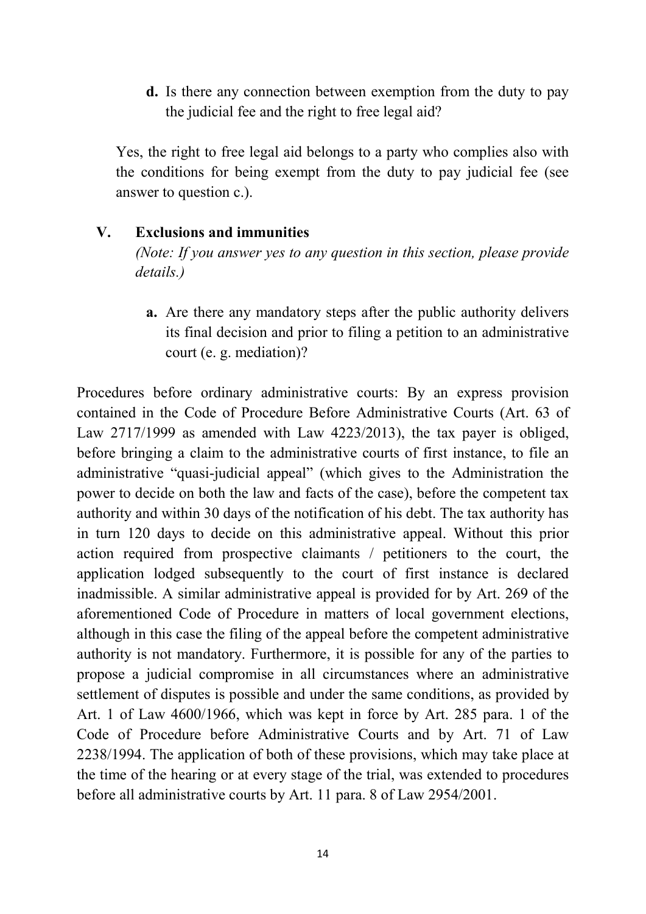**d.** Is there any connection between exemption from the duty to pay the judicial fee and the right to free legal aid?

Yes, the right to free legal aid belongs to a party who complies also with the conditions for being exempt from the duty to pay judicial fee (see answer to question c.).

## V. Exclusions and immunities

*(Note: If you answer yes to any question in this section, please provide details.)*

**a.** Are there any mandatory steps after the public authority delivers its final decision and prior to filing a petition to an administrative court (e. g. mediation)?

Procedures before ordinary administrative courts: By an express provision contained in the Code of Procedure Before Administrative Courts (Art. 63 of Law 2717/1999 as amended with Law 4223/2013), the tax payer is obliged, before bringing a claim to the administrative courts of first instance, to file an administrative "quasi-judicial appeal" (which gives to the Administration the power to decide on both the law and facts of the case), before the competent tax authority and within 30 days of the notification of his debt. The tax authority has in turn 120 days to decide on this administrative appeal. Without this prior action required from prospective claimants / petitioners to the court, the application lodged subsequently to the court of first instance is declared inadmissible. A similar administrative appeal is provided for by Art. 269 of the aforementioned Code of Procedure in matters of local government elections, although in this case the filing of the appeal before the competent administrative authority is not mandatory. Furthermore, it is possible for any of the parties to propose a judicial compromise in all circumstances where an administrative settlement of disputes is possible and under the same conditions, as provided by Art. 1 of Law 4600/1966, which was kept in force by Art. 285 para. 1 of the Code of Procedure before Administrative Courts and by Art. 71 of Law 2238/1994. The application of both of these provisions, which may take place at the time of the hearing or at every stage of the trial, was extended to procedures before all administrative courts by Art. 11 para. 8 of Law 2954/2001.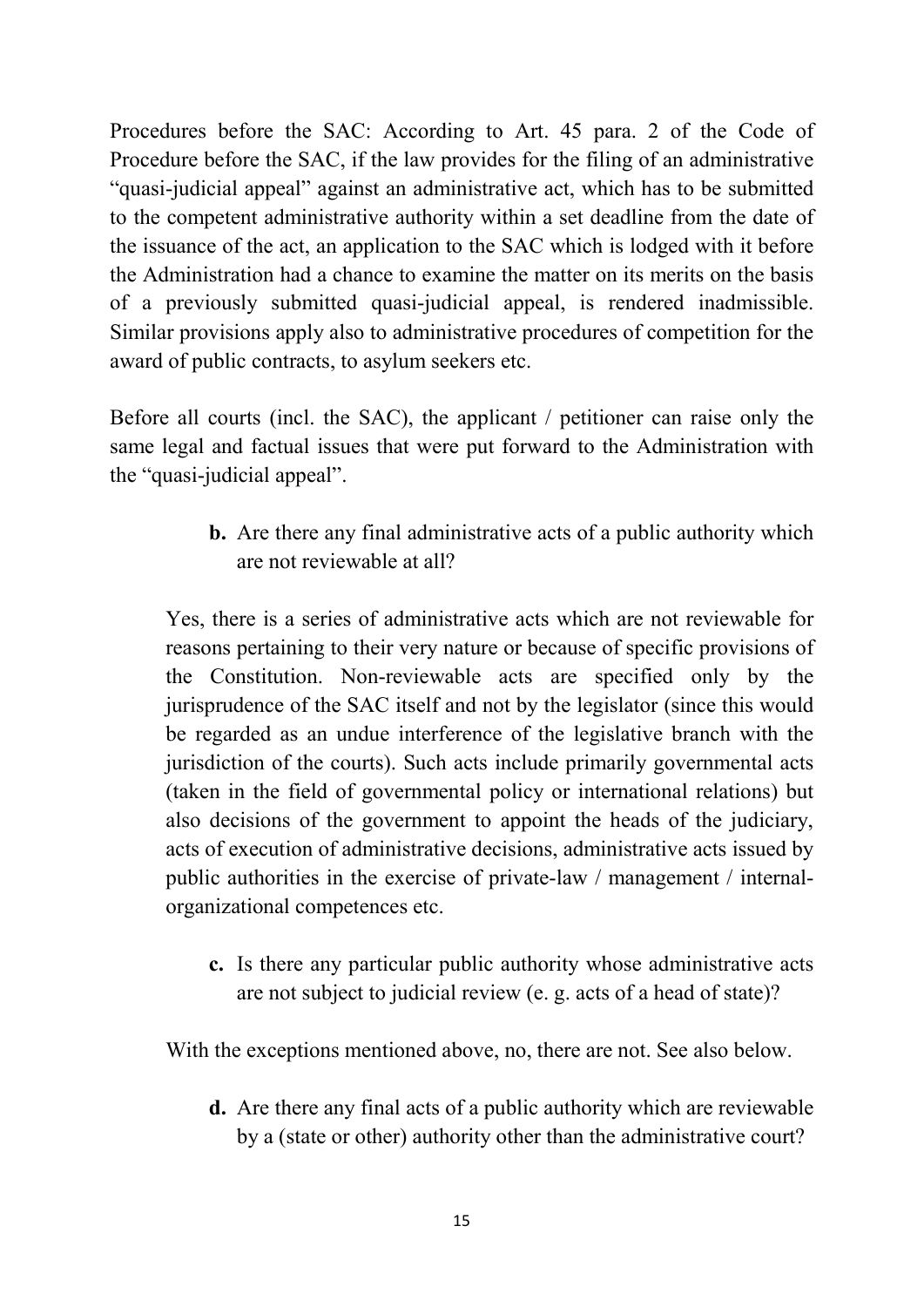Procedures before the SAC: According to Art. 45 para. 2 of the Code of Procedure before the SAC, if the law provides for the filing of an administrative "quasi-judicial appeal" against an administrative act, which has to be submitted to the competent administrative authority within a set deadline from the date of the issuance of the act, an application to the SAC which is lodged with it before the Administration had a chance to examine the matter on its merits on the basis of a previously submitted quasi-judicial appeal, is rendered inadmissible. Similar provisions apply also to administrative procedures of competition for the award of public contracts, to asylum seekers etc.

Before all courts (incl. the SAC), the applicant / petitioner can raise only the same legal and factual issues that were put forward to the Administration with the "quasi-judicial appeal".

**b.** Are there any final administrative acts of a public authority which are not reviewable at all?

Yes, there is a series of administrative acts which are not reviewable for reasons pertaining to their very nature or because of specific provisions of the Constitution. Non-reviewable acts are specified only by the jurisprudence of the SAC itself and not by the legislator (since this would be regarded as an undue interference of the legislative branch with the jurisdiction of the courts). Such acts include primarily governmental acts (taken in the field of governmental policy or international relations) but also decisions of the government to appoint the heads of the judiciary, acts of execution of administrative decisions, administrative acts issued by public authorities in the exercise of private-law / management / internal-organizational competences etc.

**c.** Is there any particular public authority whose administrative acts are not subject to judicial review (e. g. acts of a head of state)?

With the exceptions mentioned above, no, there are not. See also below.

**d.** Are there any final acts of a public authority which are reviewable by a (state or other) authority other than the administrative court?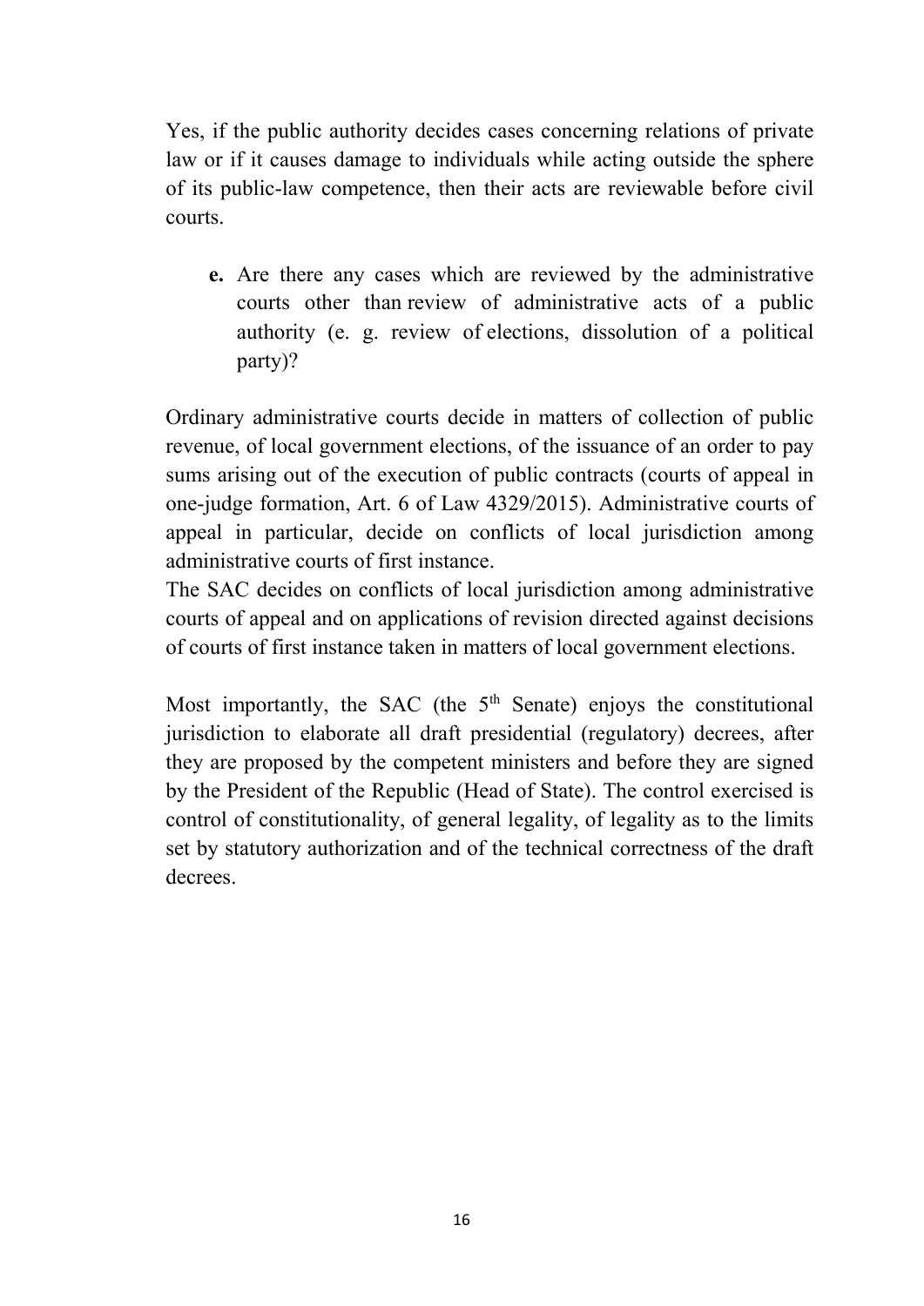Yes, if the public authority decides cases concerning relations of private law or if it causes damage to individuals while acting outside the sphere of its public-law competence, then their acts are reviewable before civil courts.

**e.** Are there any cases which are reviewed by the administrative courts other than review of administrative acts of a public authority (e. g. review of elections, dissolution of a political party)?

Ordinary administrative courts decide in matters of collection of public revenue, of local government elections, of the issuance of an order to pay sums arising out of the execution of public contracts (courts of appeal in one-judge formation, Art. 6 of Law 4329/2015). Administrative courts of appeal in particular, decide on conflicts of local jurisdiction among administrative courts of first instance.
The SAC decides on conflicts of local jurisdiction among administrative courts of appeal and on applications of revision directed against decisions of courts of first instance taken in matters of local government elections.

Most importantly, the SAC (the 5th Senate) enjoys the constitutional jurisdiction to elaborate all draft presidential (regulatory) decrees, after they are proposed by the competent ministers and before they are signed by the President of the Republic (Head of State). The control exercised is control of constitutionality, of general legality, of legality as to the limits set by statutory authorization and of the technical correctness of the draft decrees.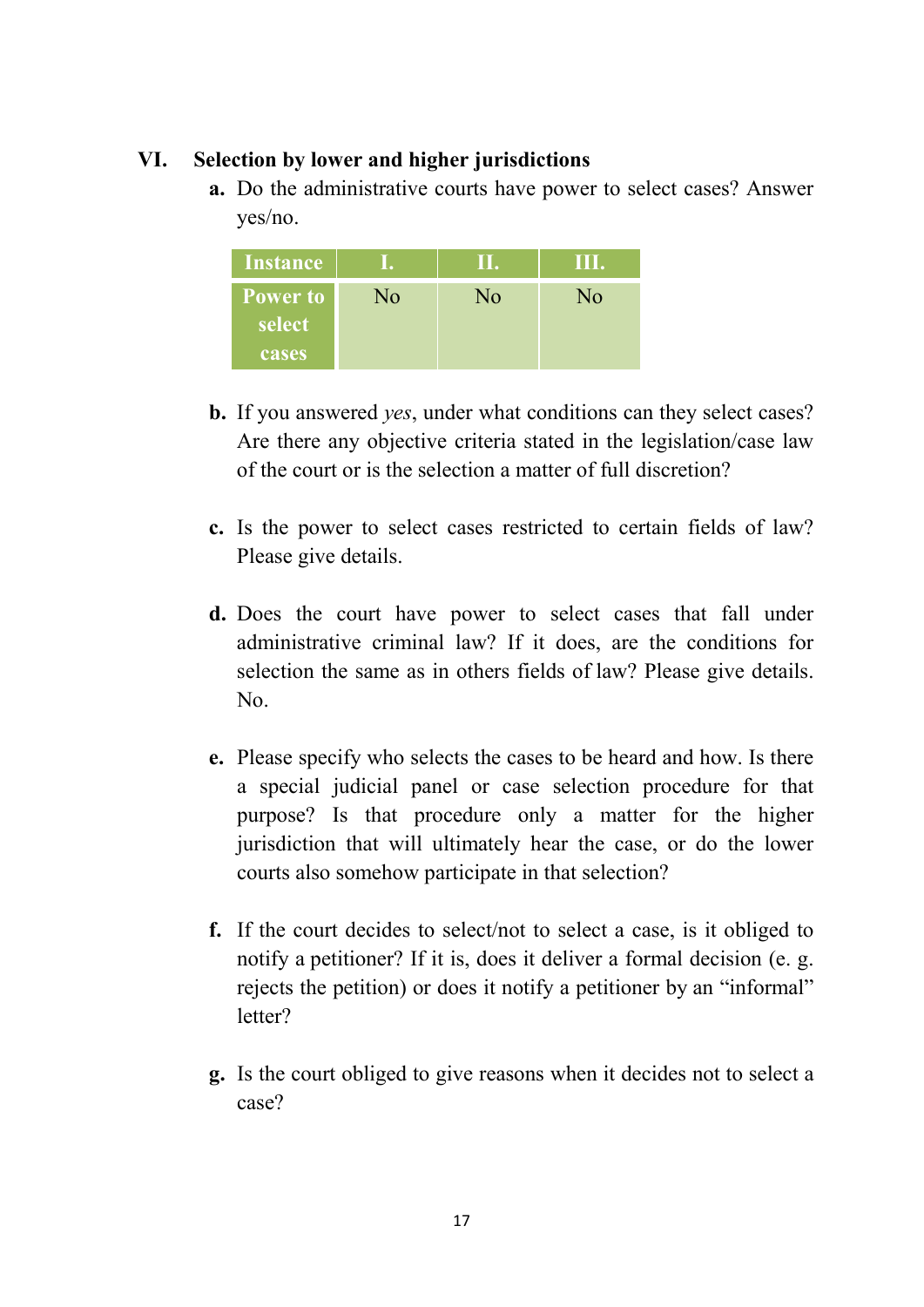## VI. Selection by lower and higher jurisdictions

**a.** Do the administrative courts have power to select cases? Answer yes/no.

| Instance | I. | II. | III. |
|---|---|---|---|
| Power to select cases | No | No | No |

**b.** If you answered *yes*, under what conditions can they select cases? Are there any objective criteria stated in the legislation/case law of the court or is the selection a matter of full discretion?

**c.** Is the power to select cases restricted to certain fields of law? Please give details.

**d.** Does the court have power to select cases that fall under administrative criminal law? If it does, are the conditions for selection the same as in others fields of law? Please give details.
No.

**e.** Please specify who selects the cases to be heard and how. Is there a special judicial panel or case selection procedure for that purpose? Is that procedure only a matter for the higher jurisdiction that will ultimately hear the case, or do the lower courts also somehow participate in that selection?

**f.** If the court decides to select/not to select a case, is it obliged to notify a petitioner? If it is, does it deliver a formal decision (e. g. rejects the petition) or does it notify a petitioner by an "informal" letter?

**g.** Is the court obliged to give reasons when it decides not to select a case?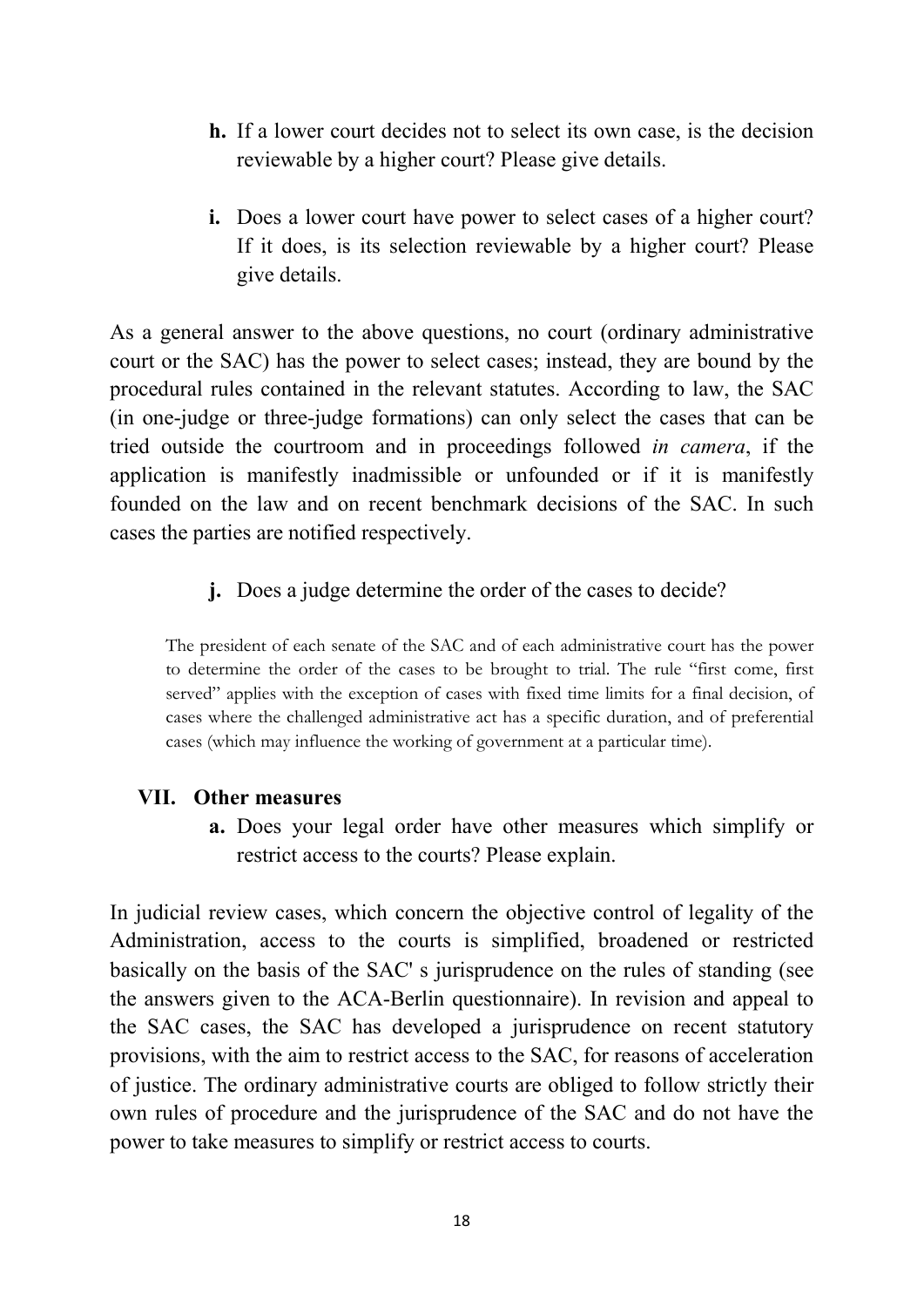**h.** If a lower court decides not to select its own case, is the decision reviewable by a higher court? Please give details.

**i.** Does a lower court have power to select cases of a higher court? If it does, is its selection reviewable by a higher court? Please give details.

As a general answer to the above questions, no court (ordinary administrative court or the SAC) has the power to select cases; instead, they are bound by the procedural rules contained in the relevant statutes. According to law, the SAC (in one-judge or three-judge formations) can only select the cases that can be tried outside the courtroom and in proceedings followed *in camera*, if the application is manifestly inadmissible or unfounded or if it is manifestly founded on the law and on recent benchmark decisions of the SAC. In such cases the parties are notified respectively.

**j.** Does a judge determine the order of the cases to decide?

The president of each senate of the SAC and of each administrative court has the power to determine the order of the cases to be brought to trial. The rule "first come, first served" applies with the exception of cases with fixed time limits for a final decision, of cases where the challenged administrative act has a specific duration, and of preferential cases (which may influence the working of government at a particular time).

## VII. Other measures

**a.** Does your legal order have other measures which simplify or restrict access to the courts? Please explain.

In judicial review cases, which concern the objective control of legality of the Administration, access to the courts is simplified, broadened or restricted basically on the basis of the SAC' s jurisprudence on the rules of standing (see the answers given to the ACA-Berlin questionnaire). In revision and appeal to the SAC cases, the SAC has developed a jurisprudence on recent statutory provisions, with the aim to restrict access to the SAC, for reasons of acceleration of justice. The ordinary administrative courts are obliged to follow strictly their own rules of procedure and the jurisprudence of the SAC and do not have the power to take measures to simplify or restrict access to courts.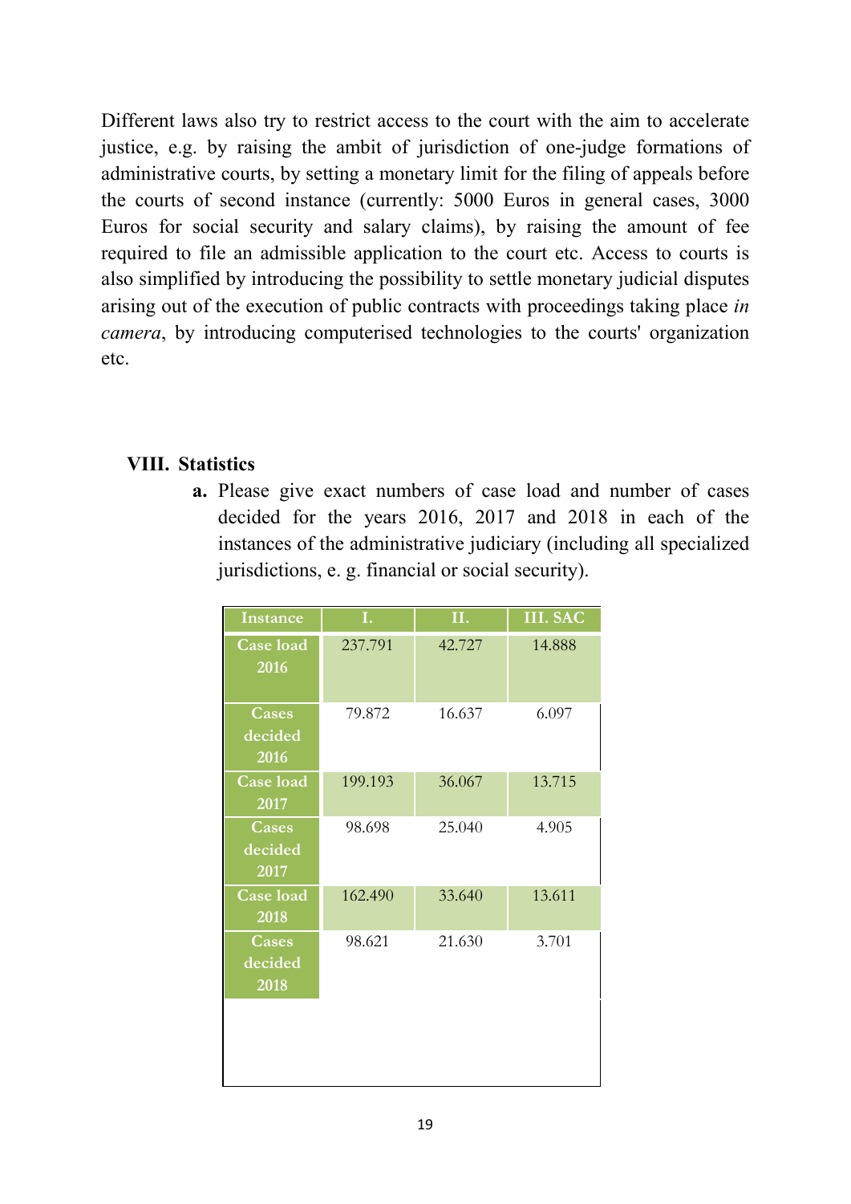Different laws also try to restrict access to the court with the aim to accelerate justice, e.g. by raising the ambit of jurisdiction of one-judge formations of administrative courts, by setting a monetary limit for the filing of appeals before the courts of second instance (currently: 5000 Euros in general cases, 3000 Euros for social security and salary claims), by raising the amount of fee required to file an admissible application to the court etc. Access to courts is also simplified by introducing the possibility to settle monetary judicial disputes arising out of the execution of public contracts with proceedings taking place *in camera*, by introducing computerised technologies to the courts' organization etc.

## VIII. Statistics

**a.** Please give exact numbers of case load and number of cases decided for the years 2016, 2017 and 2018 in each of the instances of the administrative judiciary (including all specialized jurisdictions, e. g. financial or social security).

| Instance | I. | II. | III. SAC |
|---|---|---|---|
| Case load 2016 | 237.791 | 42.727 | 14.888 |
| Cases decided 2016 | 79.872 | 16.637 | 6.097 |
| Case load 2017 | 199.193 | 36.067 | 13.715 |
| Cases decided 2017 | 98.698 | 25.040 | 4.905 |
| Case load 2018 | 162.490 | 33.640 | 13.611 |
| Cases decided 2018 | 98.621 | 21.630 | 3.701 |